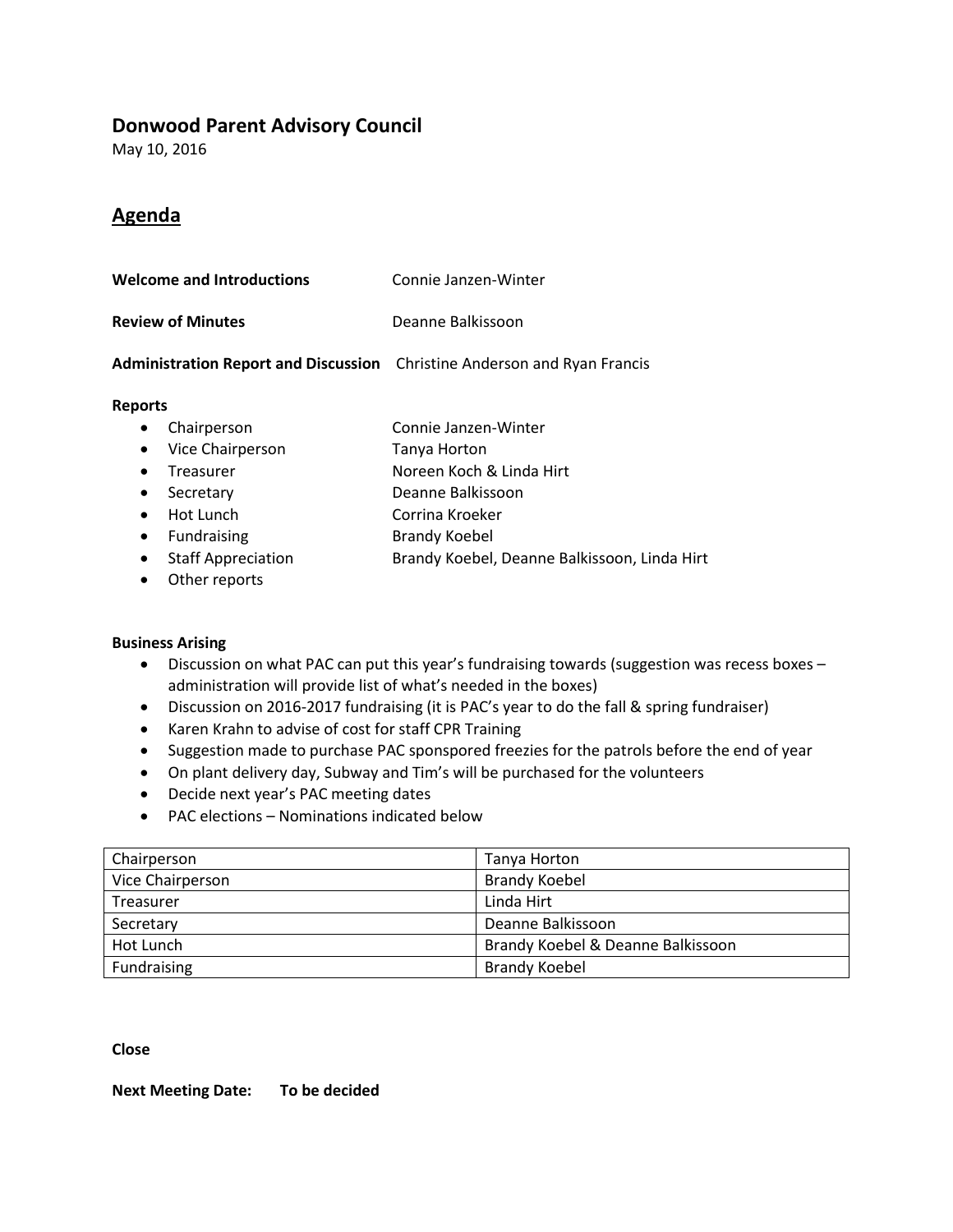# Donwood Parent Advisory Council

May 10, 2016

## Agenda

**Welcome and Introductions** Connie Janzen-Winter

**Review of Minutes** Deanne Balkissoon

**Administration Report and Discussion** Christine Anderson and Ryan Francis

**Reports**

- Chairperson Connie Janzen-Winter
- Vice Chairperson Tanya Horton
- Treasurer Noreen Koch & Linda Hirt
- Secretary Deanne Balkissoon
- Hot Lunch Corrina Kroeker
- Fundraising Brandy Koebel
- Staff Appreciation Brandy Koebel, Deanne Balkissoon, Linda Hirt
- Other reports

**Business Arising**

- Discussion on what PAC can put this year's fundraising towards (suggestion was recess boxes – administration will provide list of what's needed in the boxes)
- Discussion on 2016-2017 fundraising (it is PAC's year to do the fall & spring fundraiser)
- Karen Krahn to advise of cost for staff CPR Training
- Suggestion made to purchase PAC sponspored freezies for the patrols before the end of year
- On plant delivery day, Subway and Tim's will be purchased for the volunteers
- Decide next year's PAC meeting dates
- PAC elections – Nominations indicated below

| | |
|---|---|
| Chairperson | Tanya Horton |
| Vice Chairperson | Brandy Koebel |
| Treasurer | Linda Hirt |
| Secretary | Deanne Balkissoon |
| Hot Lunch | Brandy Koebel & Deanne Balkissoon |
| Fundraising | Brandy Koebel |

**Close**

**Next Meeting Date: To be decided**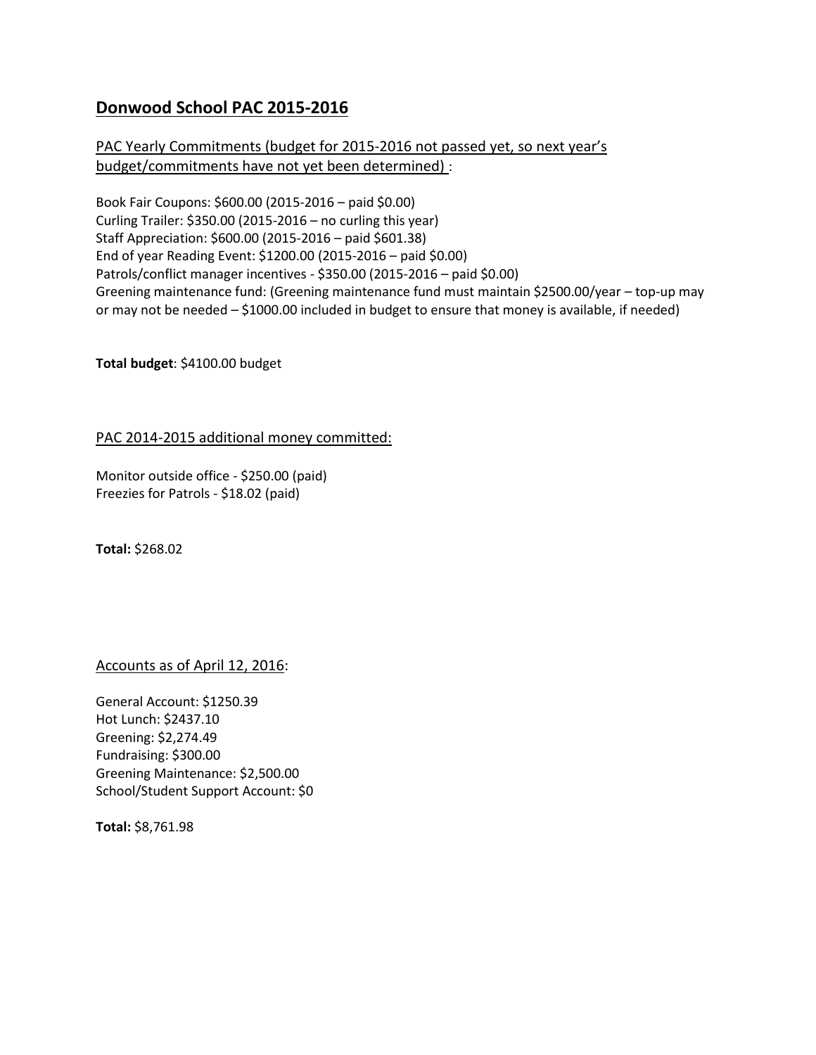## Donwood School PAC 2015-2016

PAC Yearly Commitments (budget for 2015-2016 not passed yet, so next year's budget/commitments have not yet been determined) :

Book Fair Coupons: $600.00 (2015-2016 – paid $0.00)
Curling Trailer: $350.00 (2015-2016 – no curling this year)
Staff Appreciation: $600.00 (2015-2016 – paid $601.38)
End of year Reading Event: $1200.00 (2015-2016 – paid $0.00)
Patrols/conflict manager incentives - $350.00 (2015-2016 – paid $0.00)
Greening maintenance fund: (Greening maintenance fund must maintain $2500.00/year – top-up may or may not be needed – $1000.00 included in budget to ensure that money is available, if needed)

**Total budget**: $4100.00 budget

PAC 2014-2015 additional money committed:

Monitor outside office - $250.00 (paid)
Freezies for Patrols - $18.02 (paid)

**Total:** $268.02

Accounts as of April 12, 2016:

General Account: $1250.39
Hot Lunch: $2437.10
Greening: $2,274.49
Fundraising: $300.00
Greening Maintenance: $2,500.00
School/Student Support Account: $0

**Total:** $8,761.98